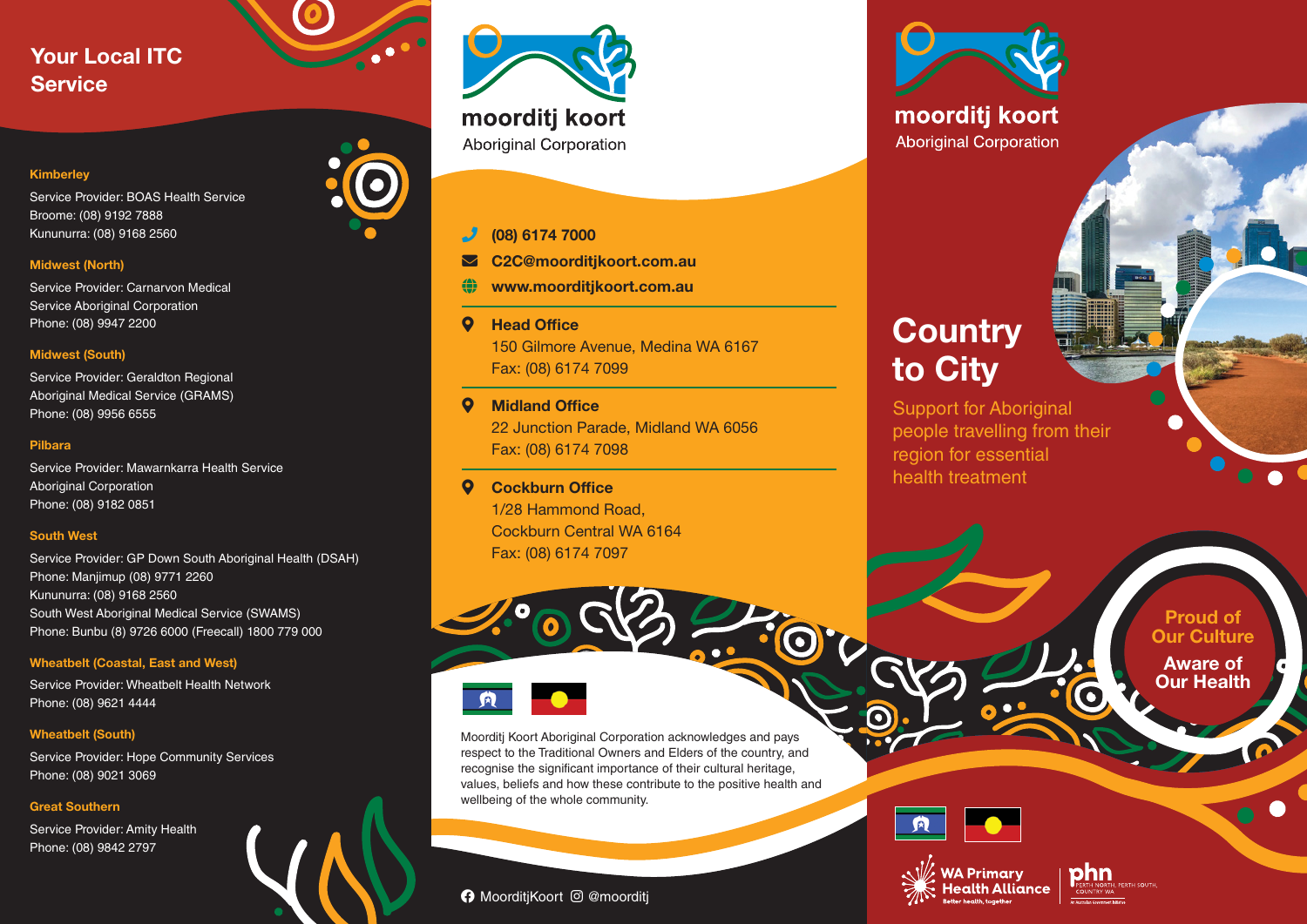## Your Local ITC Service

**Kimberley**

Service Provider: BOAS Health Service
Broome: (08) 9192 7888
Kununurra: (08) 9168 2560

**Midwest (North)**

Service Provider: Carnarvon Medical Service Aboriginal Corporation
Phone: (08) 9947 2200

**Midwest (South)**

Service Provider: Geraldton Regional Aboriginal Medical Service (GRAMS)
Phone: (08) 9956 6555

**Pilbara**

Service Provider: Mawarnkarra Health Service Aboriginal Corporation
Phone: (08) 9182 0851

**South West**

Service Provider: GP Down South Aboriginal Health (DSAH)
Phone: Manjimup (08) 9771 2260
Kununurra: (08) 9168 2560
South West Aboriginal Medical Service (SWAMS)
Phone: Bunbu (8) 9726 6000 (Freecall) 1800 779 000

**Wheatbelt (Coastal, East and West)**

Service Provider: Wheatbelt Health Network
Phone: (08) 9621 4444

**Wheatbelt (South)**

Service Provider: Hope Community Services
Phone: (08) 9021 3069

**Great Southern**

Service Provider: Amity Health
Phone: (08) 9842 2797

**moorditj koort**
Aboriginal Corporation

**(08) 6174 7000**
**C2C@moorditjkoort.com.au**
**www.moorditjkoort.com.au**

**Head Office**
150 Gilmore Avenue, Medina WA 6167
Fax: (08) 6174 7099

**Midland Office**
22 Junction Parade, Midland WA 6056
Fax: (08) 6174 7098

**Cockburn Office**
1/28 Hammond Road,
Cockburn Central WA 6164
Fax: (08) 6174 7097

Moorditj Koort Aboriginal Corporation acknowledges and pays respect to the Traditional Owners and Elders of the country, and recognise the significant importance of their cultural heritage, values, beliefs and how these contribute to the positive health and wellbeing of the whole community.

MoorditjKoort @moorditj

**moorditj koort**
Aboriginal Corporation

# Country to City

Support for Aboriginal people travelling from their region for essential health treatment

**Proud of Our Culture**
**Aware of Our Health**

WA Primary Health Alliance
Better health, together

phn
PERTH NORTH, PERTH SOUTH, COUNTRY WA
An Australian Government Initiative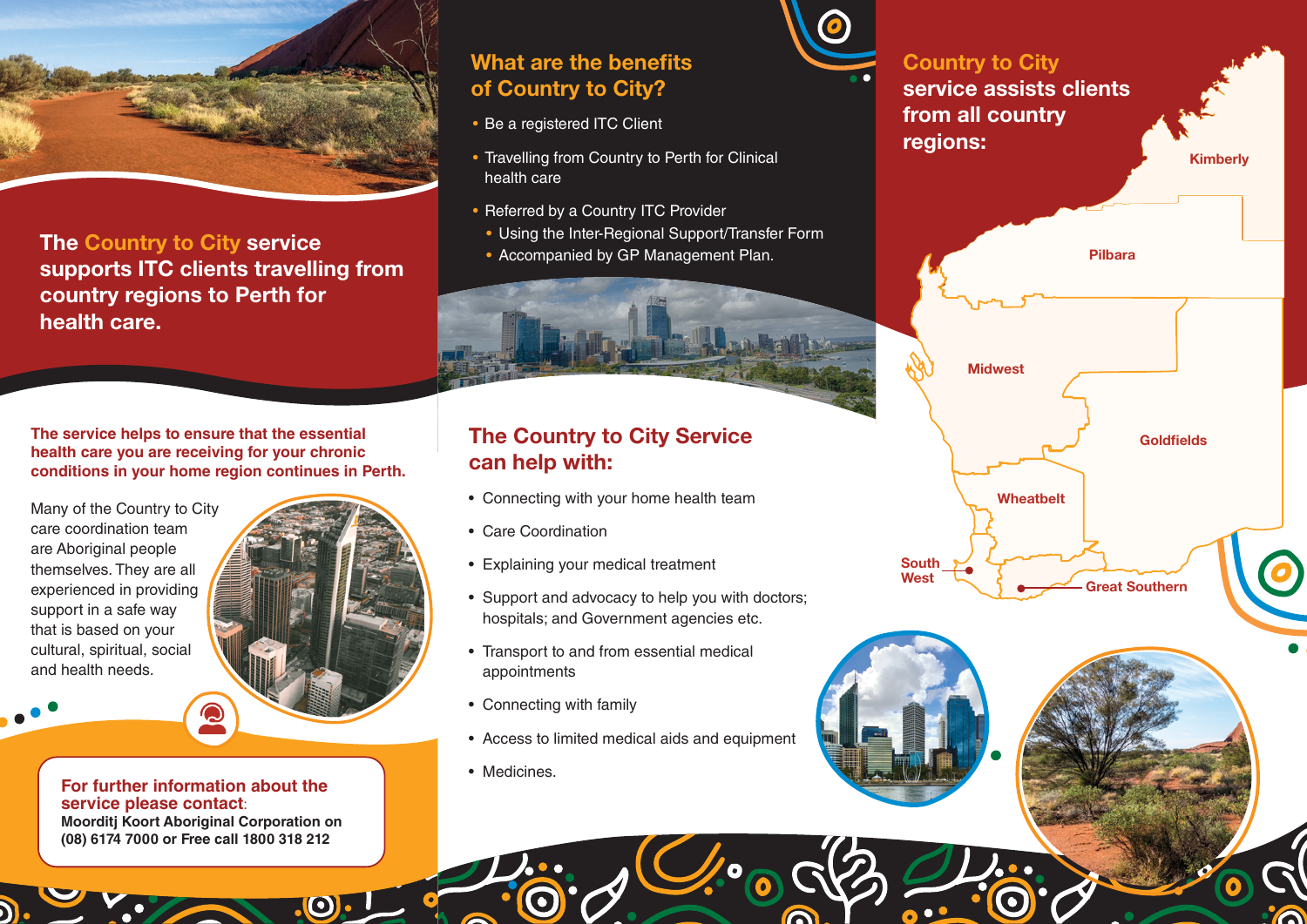## The Country to City service supports ITC clients travelling from country regions to Perth for health care.

**The service helps to ensure that the essential health care you are receiving for your chronic conditions in your home region continues in Perth.**

Many of the Country to City care coordination team are Aboriginal people themselves. They are all experienced in providing support in a safe way that is based on your cultural, spiritual, social and health needs.

**For further information about the service please contact:**
**Moorditj Koort Aboriginal Corporation on (08) 6174 7000 or Free call 1800 318 212**

## What are the benefits of Country to City?

- Be a registered ITC Client
- Travelling from Country to Perth for Clinical health care
- Referred by a Country ITC Provider
  - Using the Inter-Regional Support/Transfer Form
  - Accompanied by GP Management Plan.

## The Country to City Service can help with:

- Connecting with your home health team
- Care Coordination
- Explaining your medical treatment
- Support and advocacy to help you with doctors; hospitals; and Government agencies etc.
- Transport to and from essential medical appointments
- Connecting with family
- Access to limited medical aids and equipment
- Medicines.

## Country to City service assists clients from all country regions:

Kimberly
Pilbara
Midwest
Goldfields
Wheatbelt
South West
Great Southern